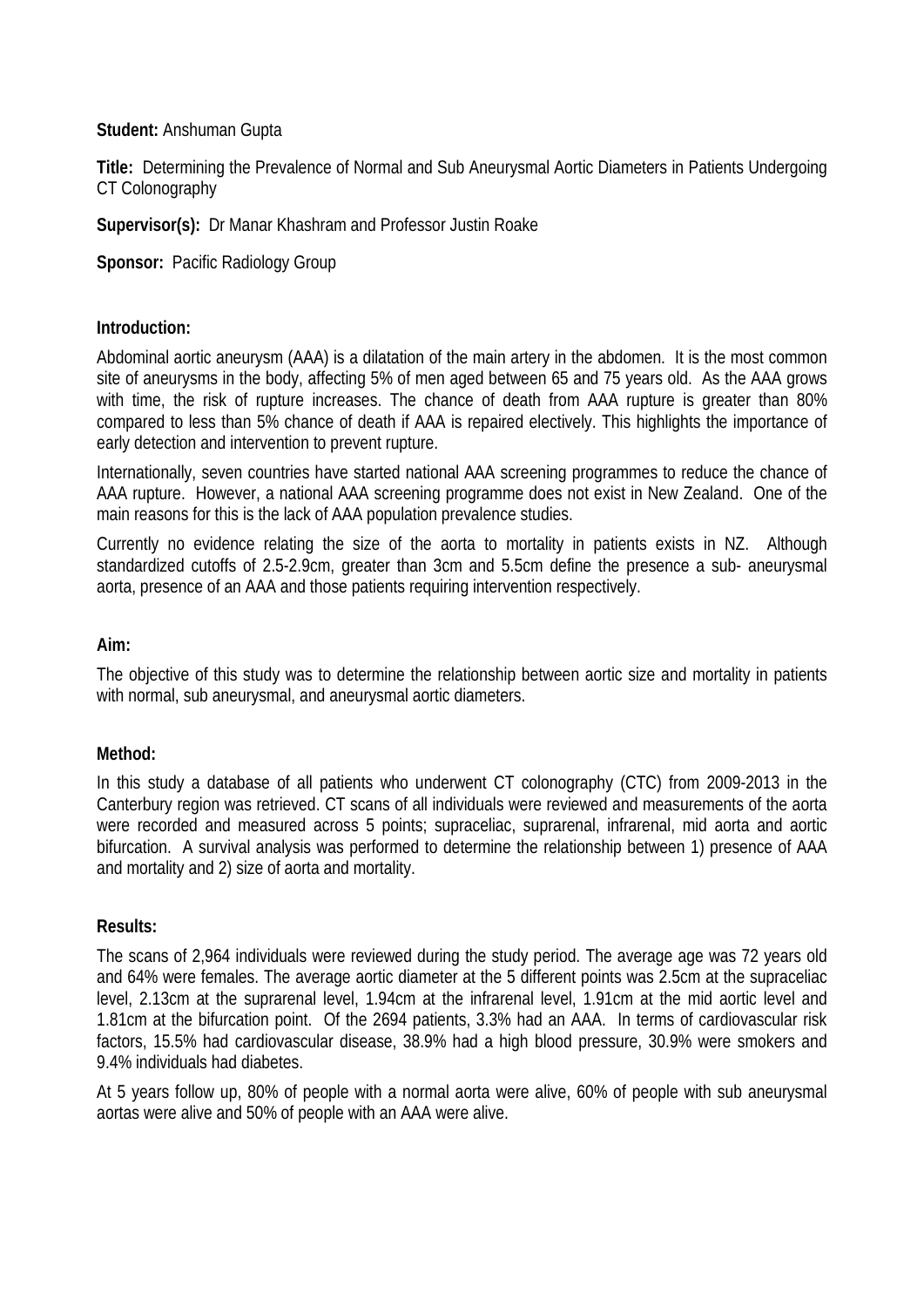**Student:** Anshuman Gupta

**Title:** Determining the Prevalence of Normal and Sub Aneurysmal Aortic Diameters in Patients Undergoing CT Colonography

**Supervisor(s):** Dr Manar Khashram and Professor Justin Roake

**Sponsor:** Pacific Radiology Group

**Introduction:**

Abdominal aortic aneurysm (AAA) is a dilatation of the main artery in the abdomen. It is the most common site of aneurysms in the body, affecting 5% of men aged between 65 and 75 years old. As the AAA grows with time, the risk of rupture increases. The chance of death from AAA rupture is greater than 80% compared to less than 5% chance of death if AAA is repaired electively. This highlights the importance of early detection and intervention to prevent rupture.

Internationally, seven countries have started national AAA screening programmes to reduce the chance of AAA rupture. However, a national AAA screening programme does not exist in New Zealand. One of the main reasons for this is the lack of AAA population prevalence studies.

Currently no evidence relating the size of the aorta to mortality in patients exists in NZ. Although standardized cutoffs of 2.5-2.9cm, greater than 3cm and 5.5cm define the presence a sub- aneurysmal aorta, presence of an AAA and those patients requiring intervention respectively.

**Aim:**

The objective of this study was to determine the relationship between aortic size and mortality in patients with normal, sub aneurysmal, and aneurysmal aortic diameters.

**Method:**

In this study a database of all patients who underwent CT colonography (CTC) from 2009-2013 in the Canterbury region was retrieved. CT scans of all individuals were reviewed and measurements of the aorta were recorded and measured across 5 points; supraceliac, suprarenal, infrarenal, mid aorta and aortic bifurcation. A survival analysis was performed to determine the relationship between 1) presence of AAA and mortality and 2) size of aorta and mortality.

**Results:**

The scans of 2,964 individuals were reviewed during the study period. The average age was 72 years old and 64% were females. The average aortic diameter at the 5 different points was 2.5cm at the supraceliac level, 2.13cm at the suprarenal level, 1.94cm at the infrarenal level, 1.91cm at the mid aortic level and 1.81cm at the bifurcation point. Of the 2694 patients, 3.3% had an AAA. In terms of cardiovascular risk factors, 15.5% had cardiovascular disease, 38.9% had a high blood pressure, 30.9% were smokers and 9.4% individuals had diabetes.

At 5 years follow up, 80% of people with a normal aorta were alive, 60% of people with sub aneurysmal aortas were alive and 50% of people with an AAA were alive.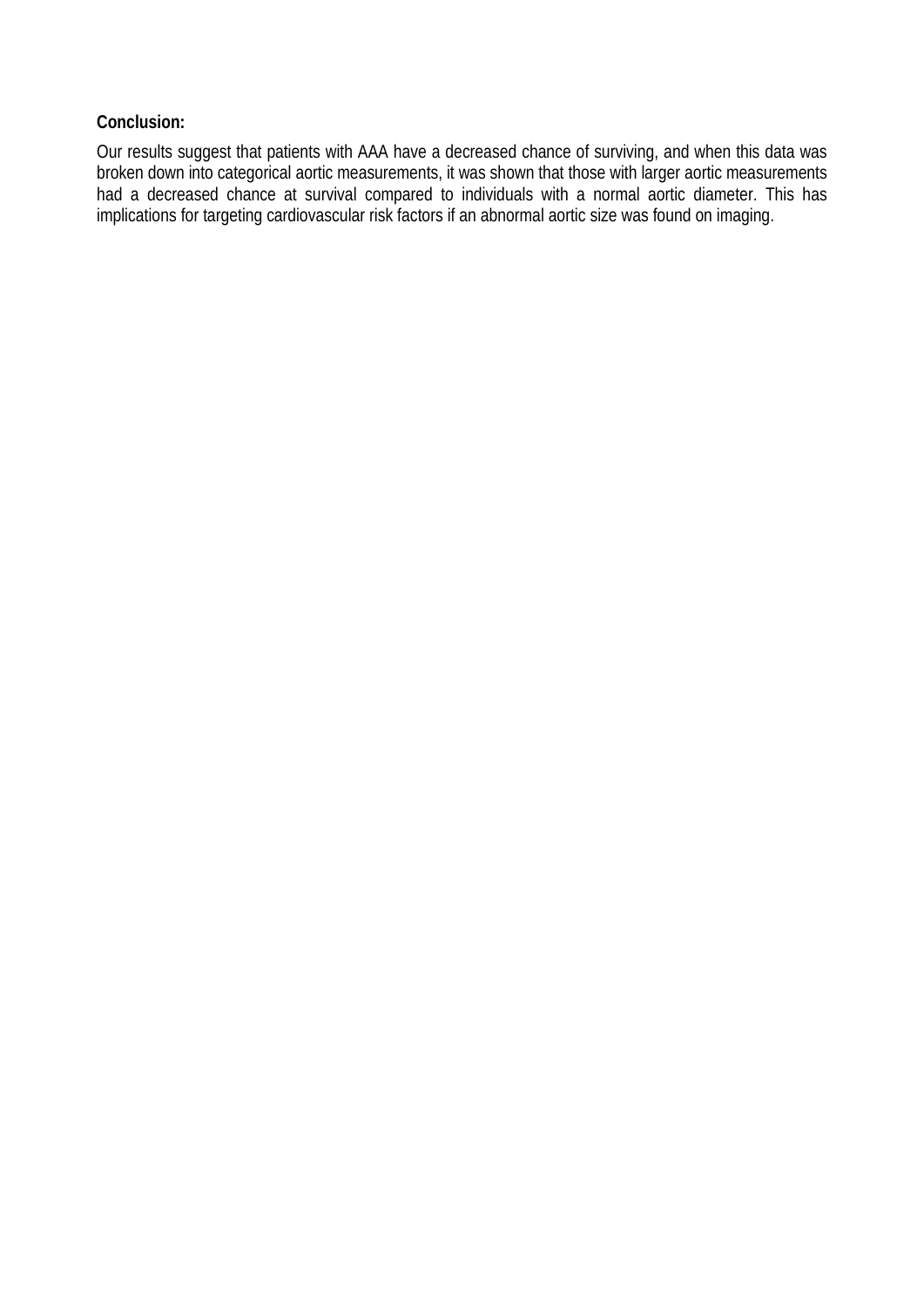**Conclusion:**

Our results suggest that patients with AAA have a decreased chance of surviving, and when this data was broken down into categorical aortic measurements, it was shown that those with larger aortic measurements had a decreased chance at survival compared to individuals with a normal aortic diameter. This has implications for targeting cardiovascular risk factors if an abnormal aortic size was found on imaging.